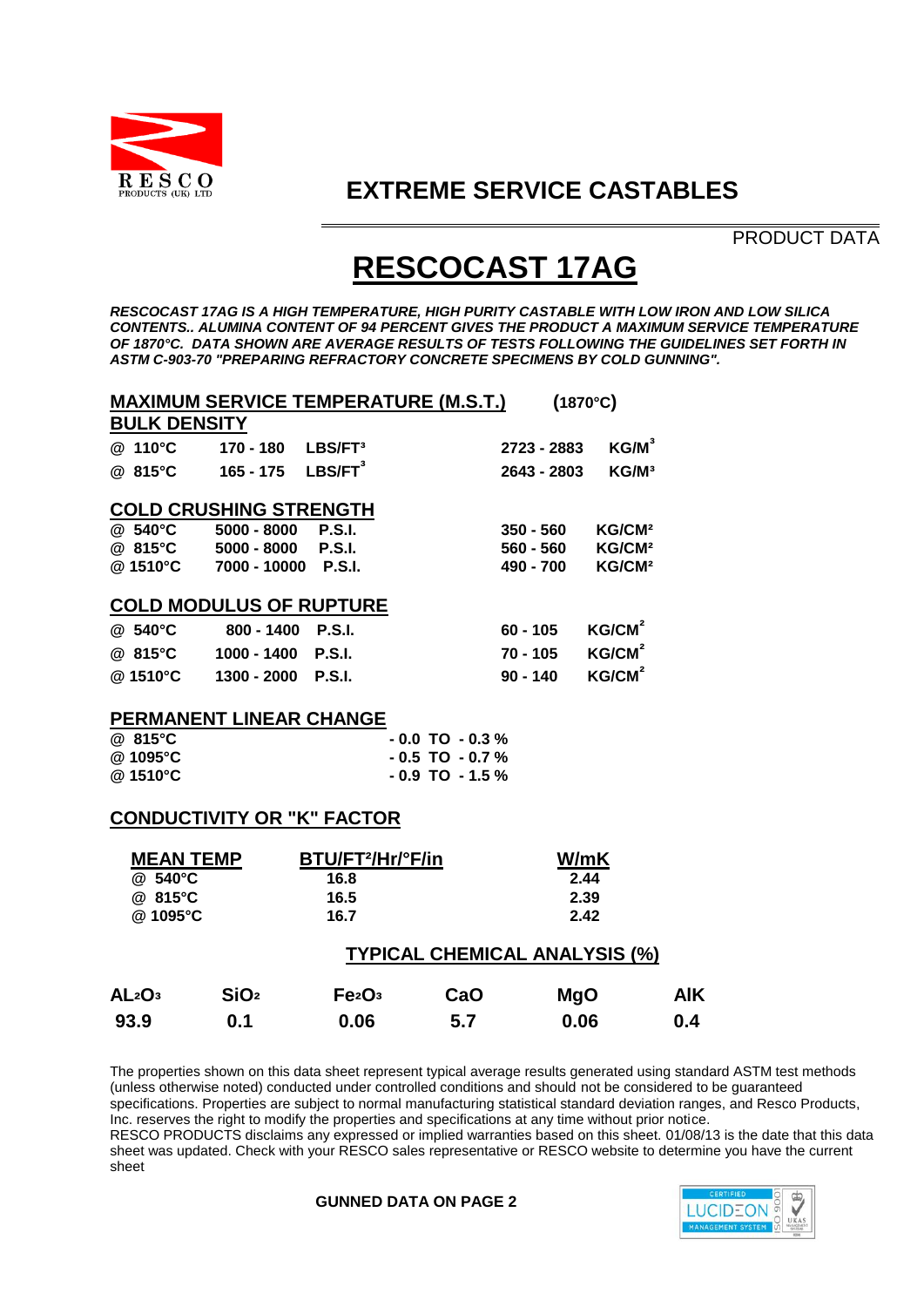RESCO
PRODUCTS (UK) LTD

# EXTREME SERVICE CASTABLES

PRODUCT DATA

# RESCOCAST 17AG

***RESCOCAST 17AG IS A HIGH TEMPERATURE, HIGH PURITY CASTABLE WITH LOW IRON AND LOW SILICA CONTENTS.. ALUMINA CONTENT OF 94 PERCENT GIVES THE PRODUCT A MAXIMUM SERVICE TEMPERATURE OF 1870°C. DATA SHOWN ARE AVERAGE RESULTS OF TESTS FOLLOWING THE GUIDELINES SET FORTH IN ASTM C-903-70 "PREPARING REFRACTORY CONCRETE SPECIMENS BY COLD GUNNING".***

## MAXIMUM SERVICE TEMPERATURE (M.S.T.) (1870°C)

## BULK DENSITY

| | | | | |
|---|---|---|---|---|
| @ 110°C | 170 - 180 | $LBS/FT^3$ | 2723 - 2883 | $KG/M^3$ |
| @ 815°C | 165 - 175 | $LBS/FT^3$ | 2643 - 2803 | $KG/M^3$ |

## COLD CRUSHING STRENGTH

| | | | | |
|---|---|---|---|---|
| @ 540°C | 5000 - 8000 | P.S.I. | 350 - 560 | $KG/CM^2$ |
| @ 815°C | 5000 - 8000 | P.S.I. | 560 - 560 | $KG/CM^2$ |
| @ 1510°C | 7000 - 10000 | P.S.I. | 490 - 700 | $KG/CM^2$ |

## COLD MODULUS OF RUPTURE

| | | | | |
|---|---|---|---|---|
| @ 540°C | 800 - 1400 | P.S.I. | 60 - 105 | $KG/CM^2$ |
| @ 815°C | 1000 - 1400 | P.S.I. | 70 - 105 | $KG/CM^2$ |
| @ 1510°C | 1300 - 2000 | P.S.I. | 90 - 140 | $KG/CM^2$ |

## PERMANENT LINEAR CHANGE

| | |
|---|---|
| @ 815°C | - 0.0 TO - 0.3 % |
| @ 1095°C | - 0.5 TO - 0.7 % |
| @ 1510°C | - 0.9 TO - 1.5 % |

## CONDUCTIVITY OR "K" FACTOR

| MEAN TEMP | $BTU/FT^2/Hr/°F/in$ | W/mK |
|---|---|---|
| @ 540°C | 16.8 | 2.44 |
| @ 815°C | 16.5 | 2.39 |
| @ 1095°C | 16.7 | 2.42 |

## TYPICAL CHEMICAL ANALYSIS (%)

| $AL_2O_3$ | $SiO_2$ | $Fe_2O_3$ | CaO | MgO | AlK |
|---|---|---|---|---|---|
| 93.9 | 0.1 | 0.06 | 5.7 | 0.06 | 0.4 |

The properties shown on this data sheet represent typical average results generated using standard ASTM test methods (unless otherwise noted) conducted under controlled conditions and should not be considered to be guaranteed specifications. Properties are subject to normal manufacturing statistical standard deviation ranges, and Resco Products, Inc. reserves the right to modify the properties and specifications at any time without prior notice.
RESCO PRODUCTS disclaims any expressed or implied warranties based on this sheet. 01/08/13 is the date that this data sheet was updated. Check with your RESCO sales representative or RESCO website to determine you have the current sheet

**GUNNED DATA ON PAGE 2**

CERTIFIED LUCIDEON MANAGEMENT SYSTEM ISO 9001 UKAS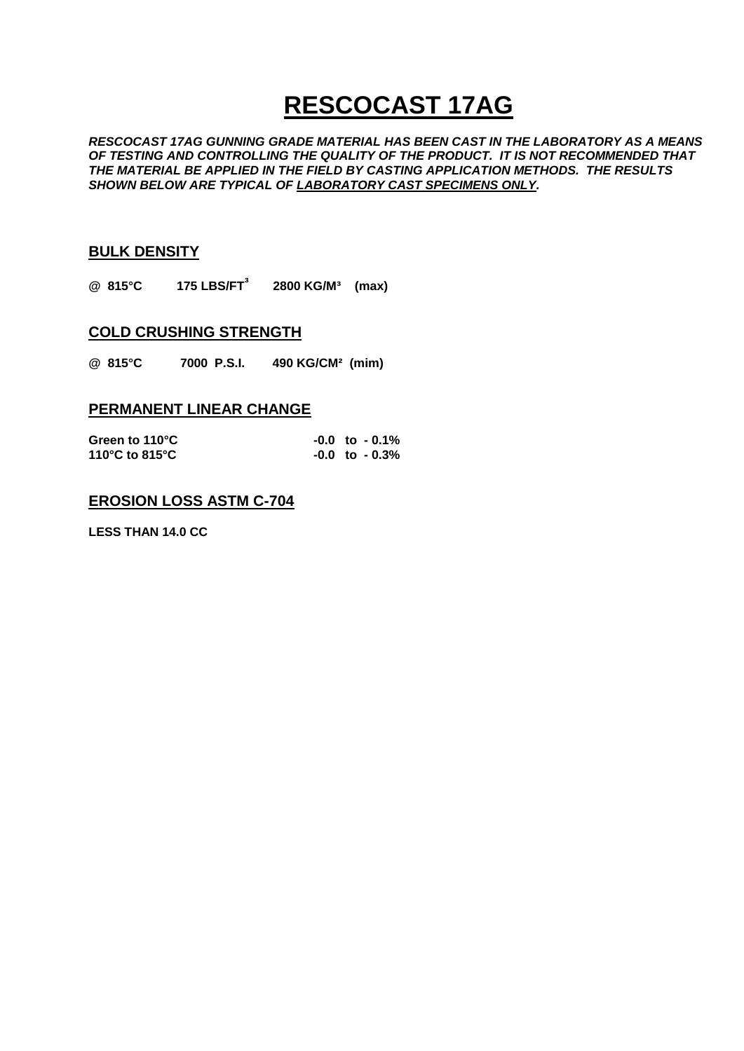# RESCOCAST 17AG

***RESCOCAST 17AG GUNNING GRADE MATERIAL HAS BEEN CAST IN THE LABORATORY AS A MEANS OF TESTING AND CONTROLLING THE QUALITY OF THE PRODUCT. IT IS NOT RECOMMENDED THAT THE MATERIAL BE APPLIED IN THE FIELD BY CASTING APPLICATION METHODS. THE RESULTS SHOWN BELOW ARE TYPICAL OF <u>LABORATORY CAST SPECIMENS ONLY</u>.***

## BULK DENSITY

**@ 815°C 175 LBS/FT$^3$ 2800 KG/M$^3$ (max)**

## COLD CRUSHING STRENGTH

**@ 815°C 7000 P.S.I. 490 KG/CM$^2$ (mim)**

## PERMANENT LINEAR CHANGE

| | |
|---|---|
| **Green to 110°C** | **-0.0 to - 0.1%** |
| **110°C to 815°C** | **-0.0 to - 0.3%** |

## EROSION LOSS ASTM C-704

**LESS THAN 14.0 CC**